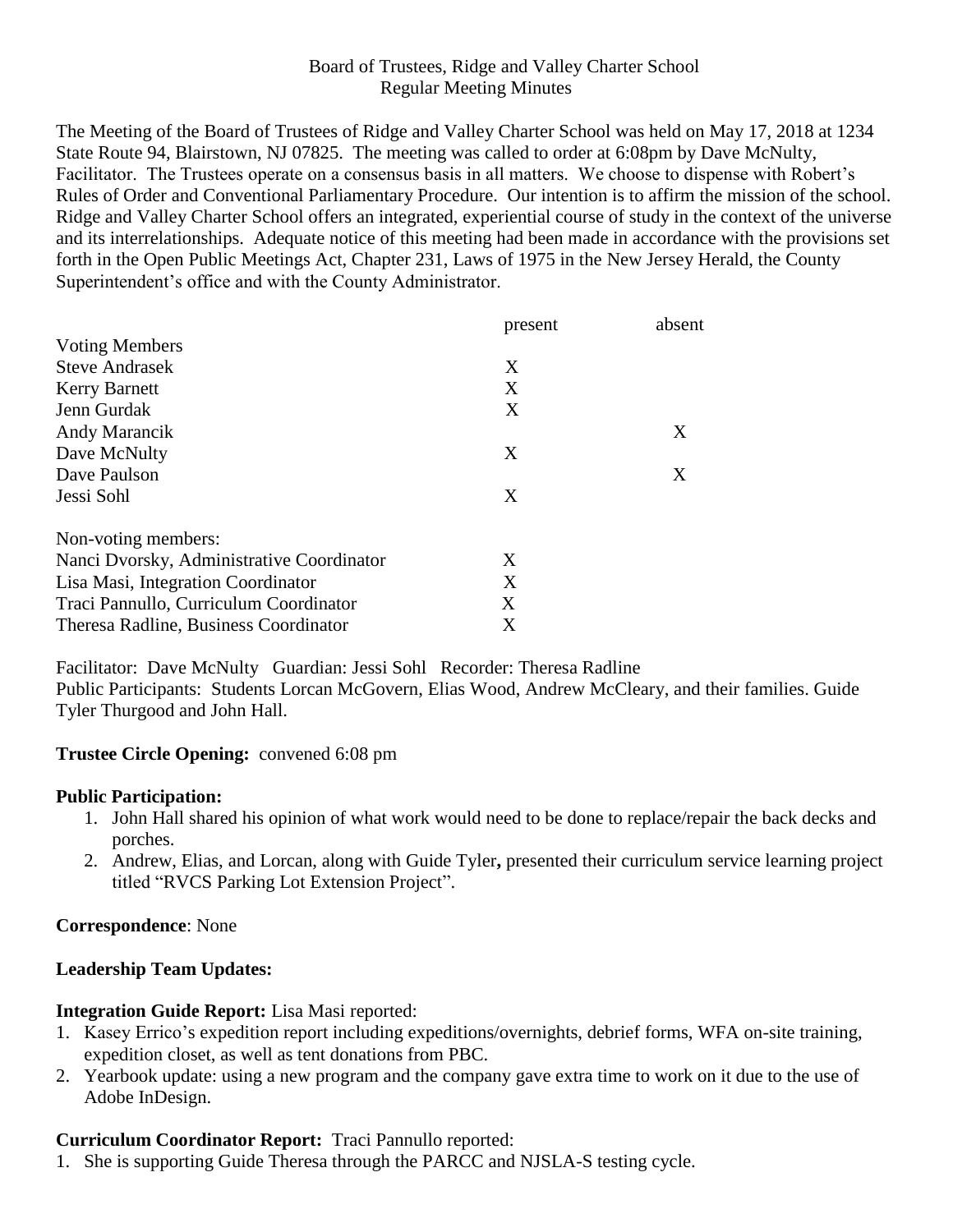Board of Trustees, Ridge and Valley Charter School
Regular Meeting Minutes

The Meeting of the Board of Trustees of Ridge and Valley Charter School was held on May 17, 2018 at 1234 State Route 94, Blairstown, NJ 07825. The meeting was called to order at 6:08pm by Dave McNulty, Facilitator. The Trustees operate on a consensus basis in all matters. We choose to dispense with Robert's Rules of Order and Conventional Parliamentary Procedure. Our intention is to affirm the mission of the school. Ridge and Valley Charter School offers an integrated, experiential course of study in the context of the universe and its interrelationships. Adequate notice of this meeting had been made in accordance with the provisions set forth in the Open Public Meetings Act, Chapter 231, Laws of 1975 in the New Jersey Herald, the County Superintendent's office and with the County Administrator.

| | present | absent |
|---|---|---|
| **Voting Members** | | |
| Steve Andrasek | X | |
| Kerry Barnett | X | |
| Jenn Gurdak | X | |
| Andy Marancik | | X |
| Dave McNulty | X | |
| Dave Paulson | | X |
| Jessi Sohl | X | |
| **Non-voting members:** | | |
| Nanci Dvorsky, Administrative Coordinator | X | |
| Lisa Masi, Integration Coordinator | X | |
| Traci Pannullo, Curriculum Coordinator | X | |
| Theresa Radline, Business Coordinator | X | |

Facilitator: Dave McNulty Guardian: Jessi Sohl Recorder: Theresa Radline
Public Participants: Students Lorcan McGovern, Elias Wood, Andrew McCleary, and their families. Guide Tyler Thurgood and John Hall.

**Trustee Circle Opening:** convened 6:08 pm

**Public Participation:**

1. John Hall shared his opinion of what work would need to be done to replace/repair the back decks and porches.
2. Andrew, Elias, and Lorcan, along with Guide Tyler**,** presented their curriculum service learning project titled "RVCS Parking Lot Extension Project".

**Correspondence**: None

**Leadership Team Updates:**

**Integration Guide Report:** Lisa Masi reported:

1. Kasey Errico's expedition report including expeditions/overnights, debrief forms, WFA on-site training, expedition closet, as well as tent donations from PBC.
2. Yearbook update: using a new program and the company gave extra time to work on it due to the use of Adobe InDesign.

**Curriculum Coordinator Report:** Traci Pannullo reported:

1. She is supporting Guide Theresa through the PARCC and NJSLA-S testing cycle.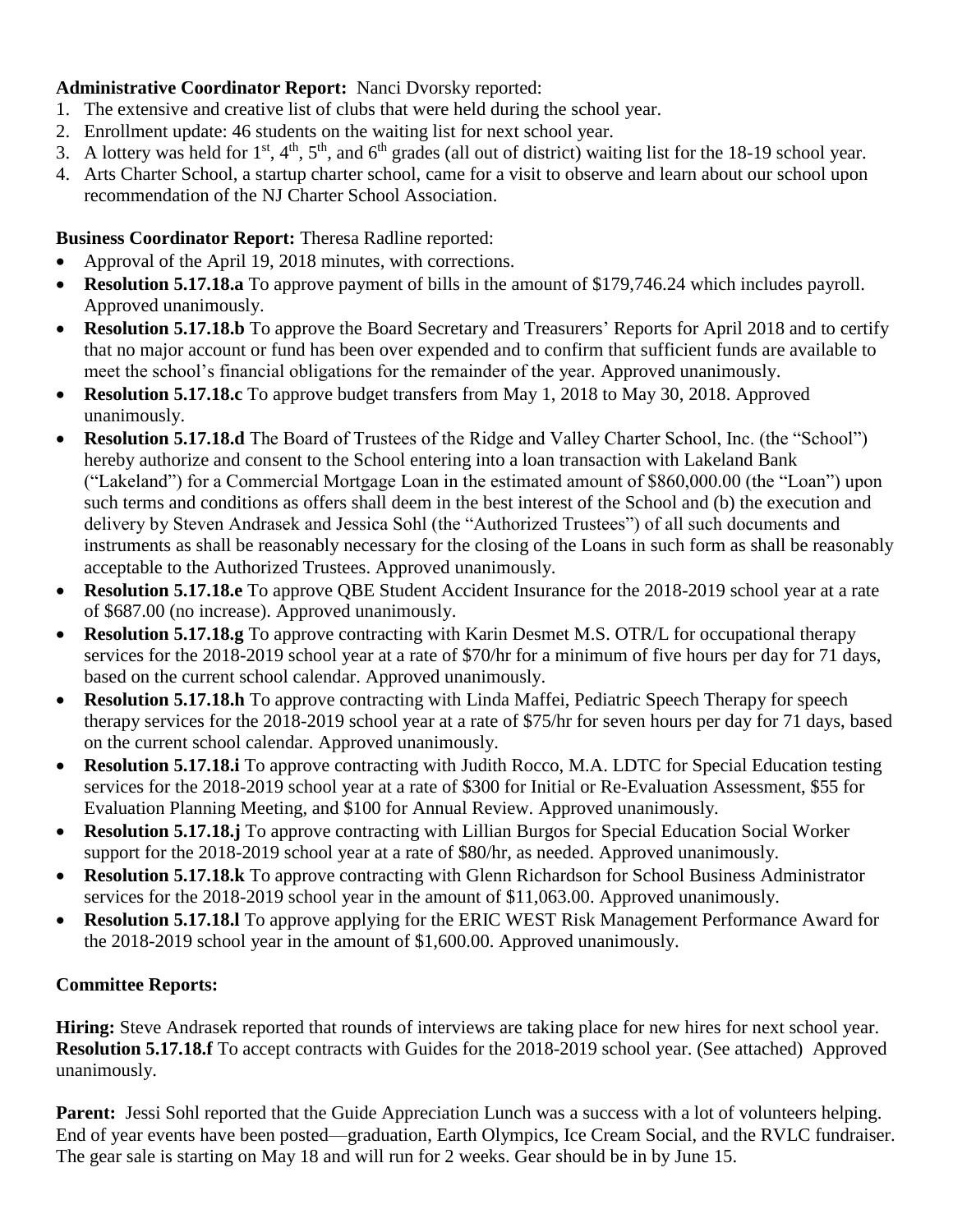**Administrative Coordinator Report:** Nanci Dvorsky reported:

1. The extensive and creative list of clubs that were held during the school year.
2. Enrollment update: 46 students on the waiting list for next school year.
3. A lottery was held for 1st, 4th, 5th, and 6th grades (all out of district) waiting list for the 18-19 school year.
4. Arts Charter School, a startup charter school, came for a visit to observe and learn about our school upon recommendation of the NJ Charter School Association.

**Business Coordinator Report:** Theresa Radline reported:

- Approval of the April 19, 2018 minutes, with corrections.
- **Resolution 5.17.18.a** To approve payment of bills in the amount of $179,746.24 which includes payroll. Approved unanimously.
- **Resolution 5.17.18.b** To approve the Board Secretary and Treasurers' Reports for April 2018 and to certify that no major account or fund has been over expended and to confirm that sufficient funds are available to meet the school's financial obligations for the remainder of the year. Approved unanimously.
- **Resolution 5.17.18.c** To approve budget transfers from May 1, 2018 to May 30, 2018. Approved unanimously.
- **Resolution 5.17.18.d** The Board of Trustees of the Ridge and Valley Charter School, Inc. (the "School") hereby authorize and consent to the School entering into a loan transaction with Lakeland Bank ("Lakeland") for a Commercial Mortgage Loan in the estimated amount of $860,000.00 (the "Loan") upon such terms and conditions as offers shall deem in the best interest of the School and (b) the execution and delivery by Steven Andrasek and Jessica Sohl (the "Authorized Trustees") of all such documents and instruments as shall be reasonably necessary for the closing of the Loans in such form as shall be reasonably acceptable to the Authorized Trustees. Approved unanimously.
- **Resolution 5.17.18.e** To approve QBE Student Accident Insurance for the 2018-2019 school year at a rate of $687.00 (no increase). Approved unanimously.
- **Resolution 5.17.18.g** To approve contracting with Karin Desmet M.S. OTR/L for occupational therapy services for the 2018-2019 school year at a rate of $70/hr for a minimum of five hours per day for 71 days, based on the current school calendar. Approved unanimously.
- **Resolution 5.17.18.h** To approve contracting with Linda Maffei, Pediatric Speech Therapy for speech therapy services for the 2018-2019 school year at a rate of $75/hr for seven hours per day for 71 days, based on the current school calendar. Approved unanimously.
- **Resolution 5.17.18.i** To approve contracting with Judith Rocco, M.A. LDTC for Special Education testing services for the 2018-2019 school year at a rate of $300 for Initial or Re-Evaluation Assessment, $55 for Evaluation Planning Meeting, and $100 for Annual Review. Approved unanimously.
- **Resolution 5.17.18.j** To approve contracting with Lillian Burgos for Special Education Social Worker support for the 2018-2019 school year at a rate of $80/hr, as needed. Approved unanimously.
- **Resolution 5.17.18.k** To approve contracting with Glenn Richardson for School Business Administrator services for the 2018-2019 school year in the amount of $11,063.00. Approved unanimously.
- **Resolution 5.17.18.l** To approve applying for the ERIC WEST Risk Management Performance Award for the 2018-2019 school year in the amount of $1,600.00. Approved unanimously.

**Committee Reports:**

**Hiring:** Steve Andrasek reported that rounds of interviews are taking place for new hires for next school year. **Resolution 5.17.18.f** To accept contracts with Guides for the 2018-2019 school year. (See attached) Approved unanimously.

**Parent:** Jessi Sohl reported that the Guide Appreciation Lunch was a success with a lot of volunteers helping. End of year events have been posted—graduation, Earth Olympics, Ice Cream Social, and the RVLC fundraiser. The gear sale is starting on May 18 and will run for 2 weeks. Gear should be in by June 15.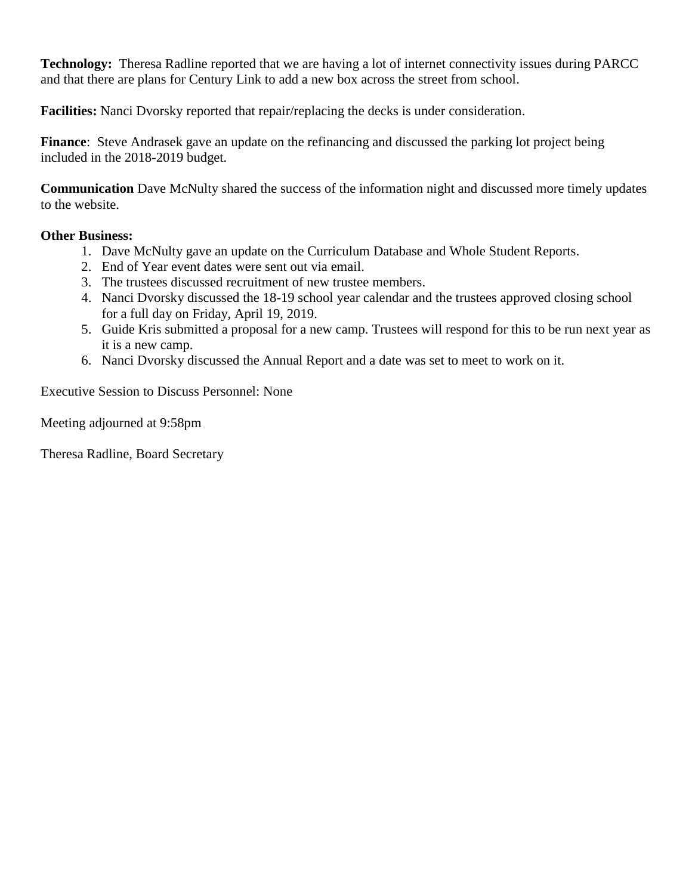**Technology:** Theresa Radline reported that we are having a lot of internet connectivity issues during PARCC and that there are plans for Century Link to add a new box across the street from school.

**Facilities:** Nanci Dvorsky reported that repair/replacing the decks is under consideration.

**Finance**: Steve Andrasek gave an update on the refinancing and discussed the parking lot project being included in the 2018-2019 budget.

**Communication** Dave McNulty shared the success of the information night and discussed more timely updates to the website.

**Other Business:**

1. Dave McNulty gave an update on the Curriculum Database and Whole Student Reports.
2. End of Year event dates were sent out via email.
3. The trustees discussed recruitment of new trustee members.
4. Nanci Dvorsky discussed the 18-19 school year calendar and the trustees approved closing school for a full day on Friday, April 19, 2019.
5. Guide Kris submitted a proposal for a new camp. Trustees will respond for this to be run next year as it is a new camp.
6. Nanci Dvorsky discussed the Annual Report and a date was set to meet to work on it.

Executive Session to Discuss Personnel: None

Meeting adjourned at 9:58pm

Theresa Radline, Board Secretary